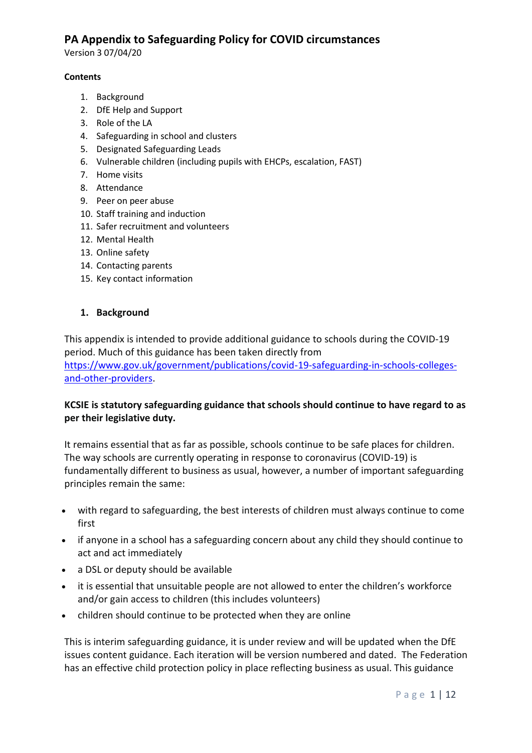# PA Appendix to Safeguarding Policy for COVID circumstances

Version 3 07/04/20

**Contents**

1. Background
2. DfE Help and Support
3. Role of the LA
4. Safeguarding in school and clusters
5. Designated Safeguarding Leads
6. Vulnerable children (including pupils with EHCPs, escalation, FAST)
7. Home visits
8. Attendance
9. Peer on peer abuse
10. Staff training and induction
11. Safer recruitment and volunteers
12. Mental Health
13. Online safety
14. Contacting parents
15. Key contact information

## 1. Background

This appendix is intended to provide additional guidance to schools during the COVID-19 period. Much of this guidance has been taken directly from [https://www.gov.uk/government/publications/covid-19-safeguarding-in-schools-colleges-and-other-providers](https://www.gov.uk/government/publications/covid-19-safeguarding-in-schools-colleges-and-other-providers).

**KCSIE is statutory safeguarding guidance that schools should continue to have regard to as per their legislative duty.**

It remains essential that as far as possible, schools continue to be safe places for children. The way schools are currently operating in response to coronavirus (COVID-19) is fundamentally different to business as usual, however, a number of important safeguarding principles remain the same:

- with regard to safeguarding, the best interests of children must always continue to come first
- if anyone in a school has a safeguarding concern about any child they should continue to act and act immediately
- a DSL or deputy should be available
- it is essential that unsuitable people are not allowed to enter the children's workforce and/or gain access to children (this includes volunteers)
- children should continue to be protected when they are online

This is interim safeguarding guidance, it is under review and will be updated when the DfE issues content guidance. Each iteration will be version numbered and dated. The Federation has an effective child protection policy in place reflecting business as usual. This guidance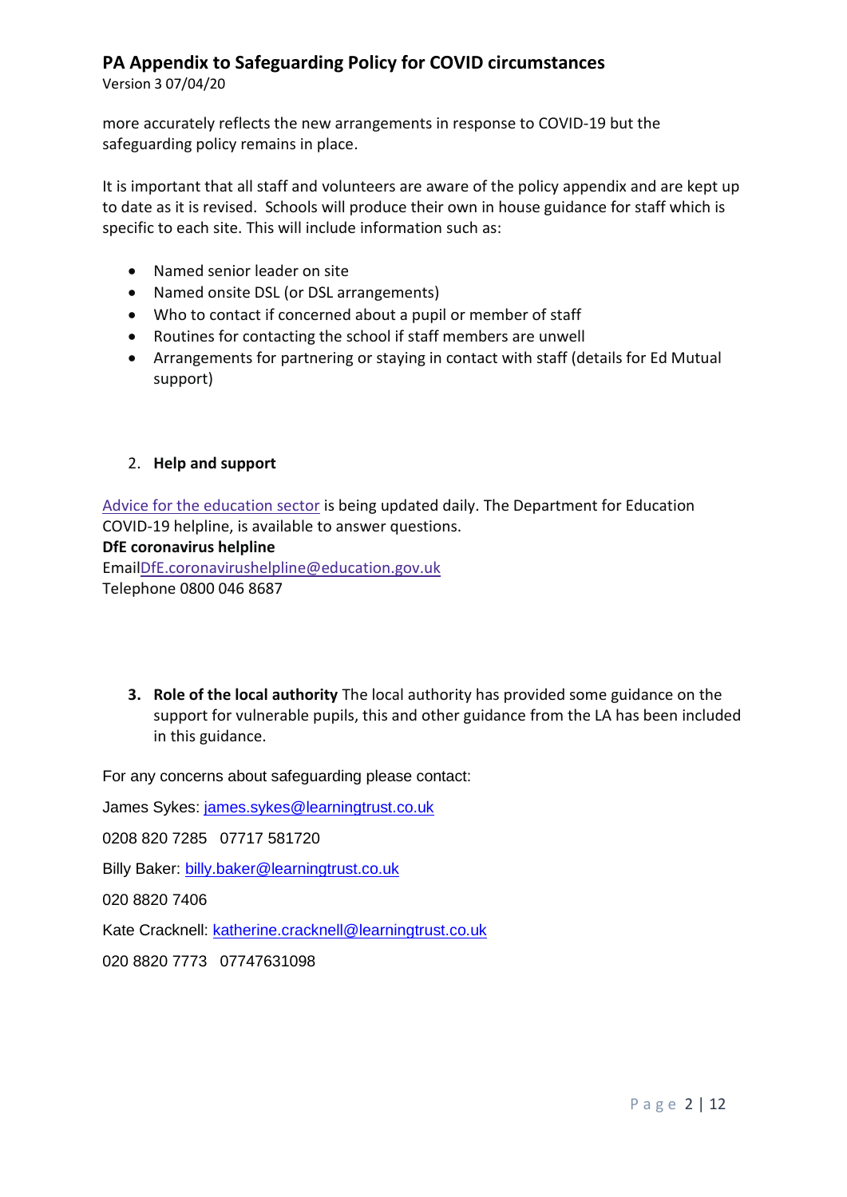more accurately reflects the new arrangements in response to COVID-19 but the safeguarding policy remains in place.

It is important that all staff and volunteers are aware of the policy appendix and are kept up to date as it is revised. Schools will produce their own in house guidance for staff which is specific to each site. This will include information such as:

- Named senior leader on site
- Named onsite DSL (or DSL arrangements)
- Who to contact if concerned about a pupil or member of staff
- Routines for contacting the school if staff members are unwell
- Arrangements for partnering or staying in contact with staff (details for Ed Mutual support)

2. **Help and support**

Advice for the education sector is being updated daily. The Department for Education COVID-19 helpline, is available to answer questions.

**DfE coronavirus helpline**

EmailDfE.coronavirushelpline@education.gov.uk

Telephone 0800 046 8687

3. **Role of the local authority** The local authority has provided some guidance on the support for vulnerable pupils, this and other guidance from the LA has been included in this guidance.

For any concerns about safeguarding please contact:

James Sykes: james.sykes@learningtrust.co.uk

0208 820 7285   07717 581720

Billy Baker: billy.baker@learningtrust.co.uk

020 8820 7406

Kate Cracknell: katherine.cracknell@learningtrust.co.uk

020 8820 7773   07747631098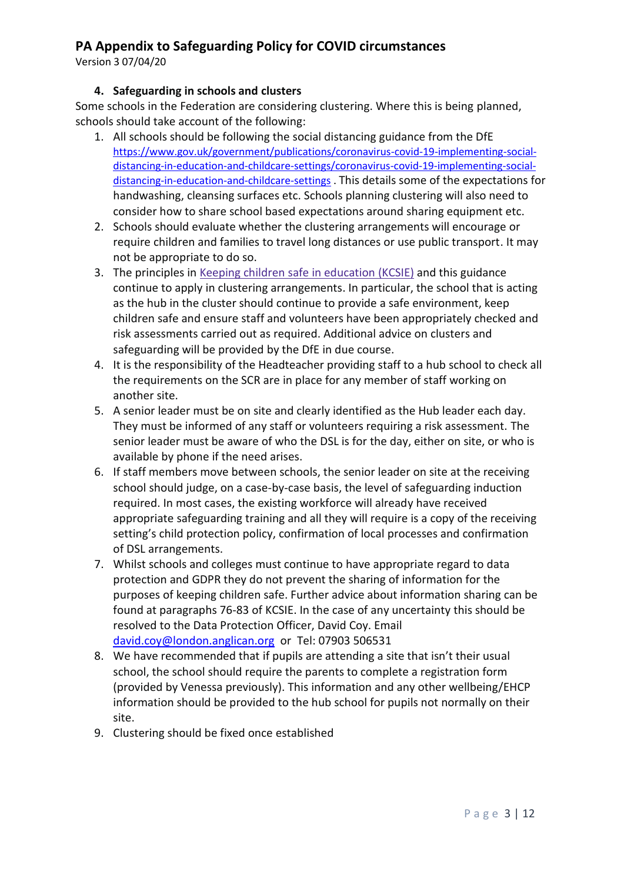## 4. Safeguarding in schools and clusters

Some schools in the Federation are considering clustering. Where this is being planned, schools should take account of the following:

1. All schools should be following the social distancing guidance from the DfE https://www.gov.uk/government/publications/coronavirus-covid-19-implementing-social-distancing-in-education-and-childcare-settings/coronavirus-covid-19-implementing-social-distancing-in-education-and-childcare-settings . This details some of the expectations for handwashing, cleansing surfaces etc. Schools planning clustering will also need to consider how to share school based expectations around sharing equipment etc.
2. Schools should evaluate whether the clustering arrangements will encourage or require children and families to travel long distances or use public transport. It may not be appropriate to do so.
3. The principles in Keeping children safe in education (KCSIE) and this guidance continue to apply in clustering arrangements. In particular, the school that is acting as the hub in the cluster should continue to provide a safe environment, keep children safe and ensure staff and volunteers have been appropriately checked and risk assessments carried out as required. Additional advice on clusters and safeguarding will be provided by the DfE in due course.
4. It is the responsibility of the Headteacher providing staff to a hub school to check all the requirements on the SCR are in place for any member of staff working on another site.
5. A senior leader must be on site and clearly identified as the Hub leader each day. They must be informed of any staff or volunteers requiring a risk assessment. The senior leader must be aware of who the DSL is for the day, either on site, or who is available by phone if the need arises.
6. If staff members move between schools, the senior leader on site at the receiving school should judge, on a case-by-case basis, the level of safeguarding induction required. In most cases, the existing workforce will already have received appropriate safeguarding training and all they will require is a copy of the receiving setting's child protection policy, confirmation of local processes and confirmation of DSL arrangements.
7. Whilst schools and colleges must continue to have appropriate regard to data protection and GDPR they do not prevent the sharing of information for the purposes of keeping children safe. Further advice about information sharing can be found at paragraphs 76-83 of KCSIE. In the case of any uncertainty this should be resolved to the Data Protection Officer, David Coy. Email david.coy@london.anglican.org or Tel: 07903 506531
8. We have recommended that if pupils are attending a site that isn't their usual school, the school should require the parents to complete a registration form (provided by Venessa previously). This information and any other wellbeing/EHCP information should be provided to the hub school for pupils not normally on their site.
9. Clustering should be fixed once established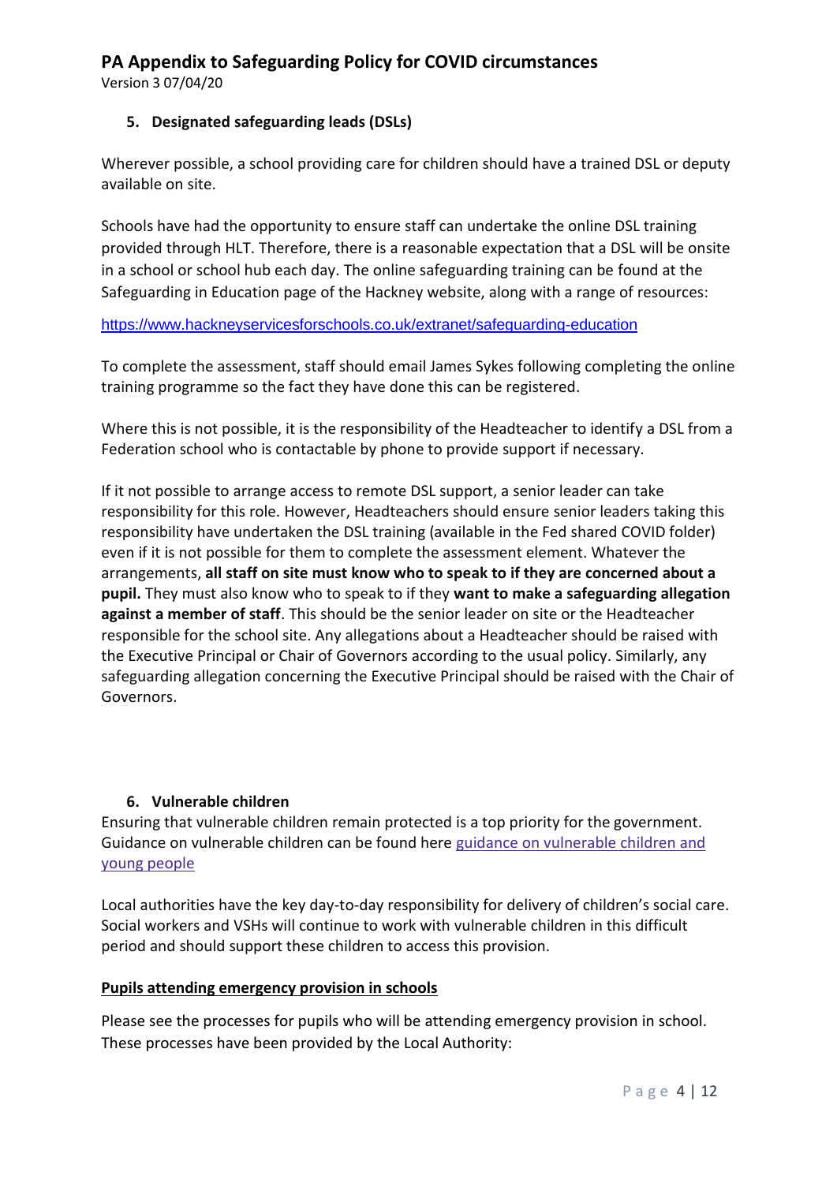### 5. Designated safeguarding leads (DSLs)

Wherever possible, a school providing care for children should have a trained DSL or deputy available on site.

Schools have had the opportunity to ensure staff can undertake the online DSL training provided through HLT. Therefore, there is a reasonable expectation that a DSL will be onsite in a school or school hub each day. The online safeguarding training can be found at the Safeguarding in Education page of the Hackney website, along with a range of resources:

https://www.hackneyservicesforschools.co.uk/extranet/safeguarding-education

To complete the assessment, staff should email James Sykes following completing the online training programme so the fact they have done this can be registered.

Where this is not possible, it is the responsibility of the Headteacher to identify a DSL from a Federation school who is contactable by phone to provide support if necessary.

If it not possible to arrange access to remote DSL support, a senior leader can take responsibility for this role. However, Headteachers should ensure senior leaders taking this responsibility have undertaken the DSL training (available in the Fed shared COVID folder) even if it is not possible for them to complete the assessment element. Whatever the arrangements, **all staff on site must know who to speak to if they are concerned about a pupil.** They must also know who to speak to if they **want to make a safeguarding allegation against a member of staff**. This should be the senior leader on site or the Headteacher responsible for the school site. Any allegations about a Headteacher should be raised with the Executive Principal or Chair of Governors according to the usual policy. Similarly, any safeguarding allegation concerning the Executive Principal should be raised with the Chair of Governors.

### 6. Vulnerable children

Ensuring that vulnerable children remain protected is a top priority for the government. Guidance on vulnerable children can be found here guidance on vulnerable children and young people

Local authorities have the key day-to-day responsibility for delivery of children's social care. Social workers and VSHs will continue to work with vulnerable children in this difficult period and should support these children to access this provision.

**Pupils attending emergency provision in schools**

Please see the processes for pupils who will be attending emergency provision in school. These processes have been provided by the Local Authority: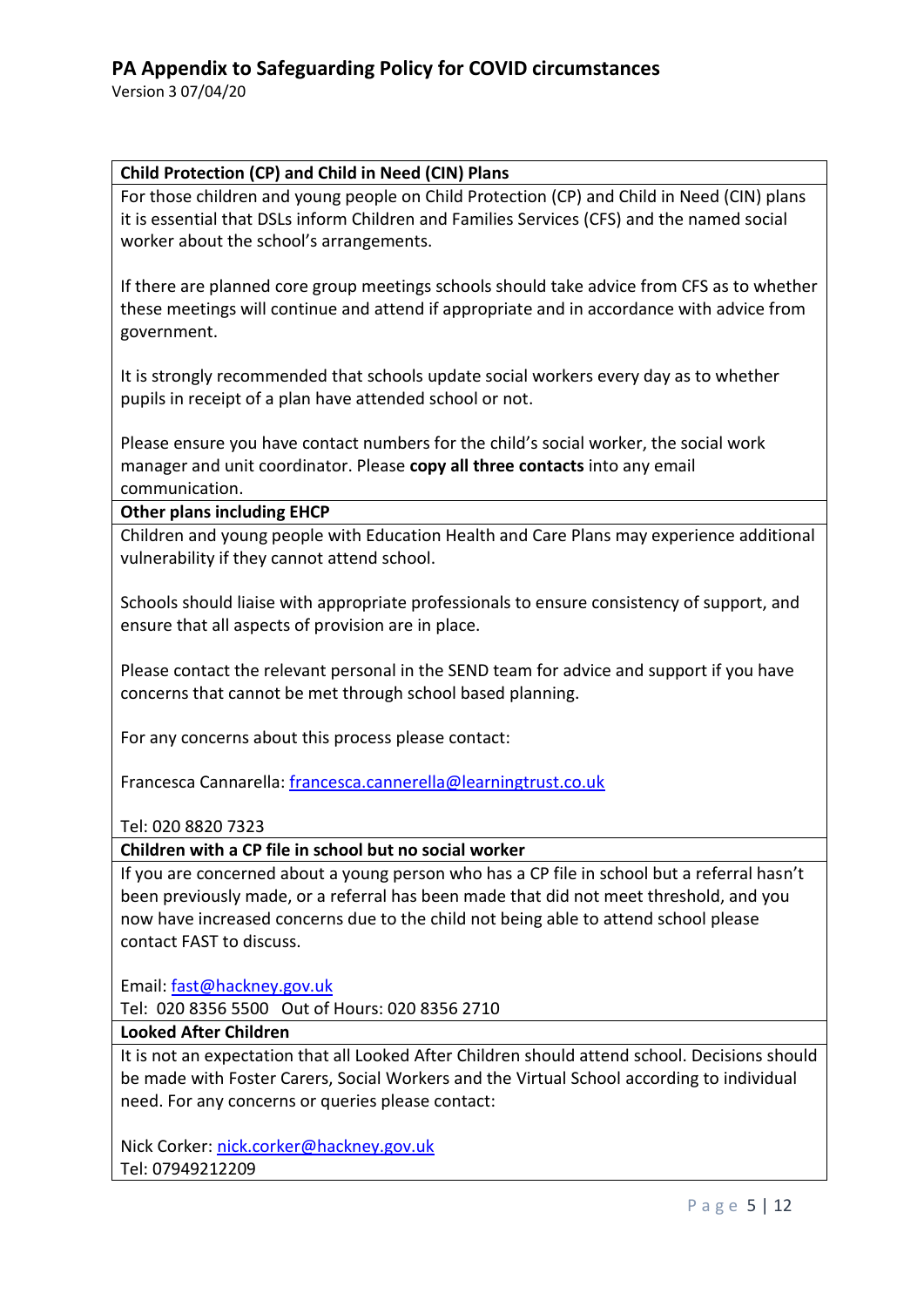| **Child Protection (CP) and Child in Need (CIN) Plans** |
| --- |
| For those children and young people on Child Protection (CP) and Child in Need (CIN) plans it is essential that DSLs inform Children and Families Services (CFS) and the named social worker about the school's arrangements.<br><br>If there are planned core group meetings schools should take advice from CFS as to whether these meetings will continue and attend if appropriate and in accordance with advice from government.<br><br>It is strongly recommended that schools update social workers every day as to whether pupils in receipt of a plan have attended school or not.<br><br>Please ensure you have contact numbers for the child's social worker, the social work manager and unit coordinator. Please **copy all three contacts** into any email communication. |
| **Other plans including EHCP** |
| Children and young people with Education Health and Care Plans may experience additional vulnerability if they cannot attend school.<br><br>Schools should liaise with appropriate professionals to ensure consistency of support, and ensure that all aspects of provision are in place.<br><br>Please contact the relevant personal in the SEND team for advice and support if you have concerns that cannot be met through school based planning.<br><br>For any concerns about this process please contact:<br><br>Francesca Cannarella: francesca.cannerella@learningtrust.co.uk<br><br>Tel: 020 8820 7323 |
| **Children with a CP file in school but no social worker** |
| If you are concerned about a young person who has a CP file in school but a referral hasn't been previously made, or a referral has been made that did not meet threshold, and you now have increased concerns due to the child not being able to attend school please contact FAST to discuss.<br><br>Email: fast@hackney.gov.uk<br>Tel: 020 8356 5500 Out of Hours: 020 8356 2710 |
| **Looked After Children** |
| It is not an expectation that all Looked After Children should attend school. Decisions should be made with Foster Carers, Social Workers and the Virtual School according to individual need. For any concerns or queries please contact:<br><br>Nick Corker: nick.corker@hackney.gov.uk<br>Tel: 07949212209 |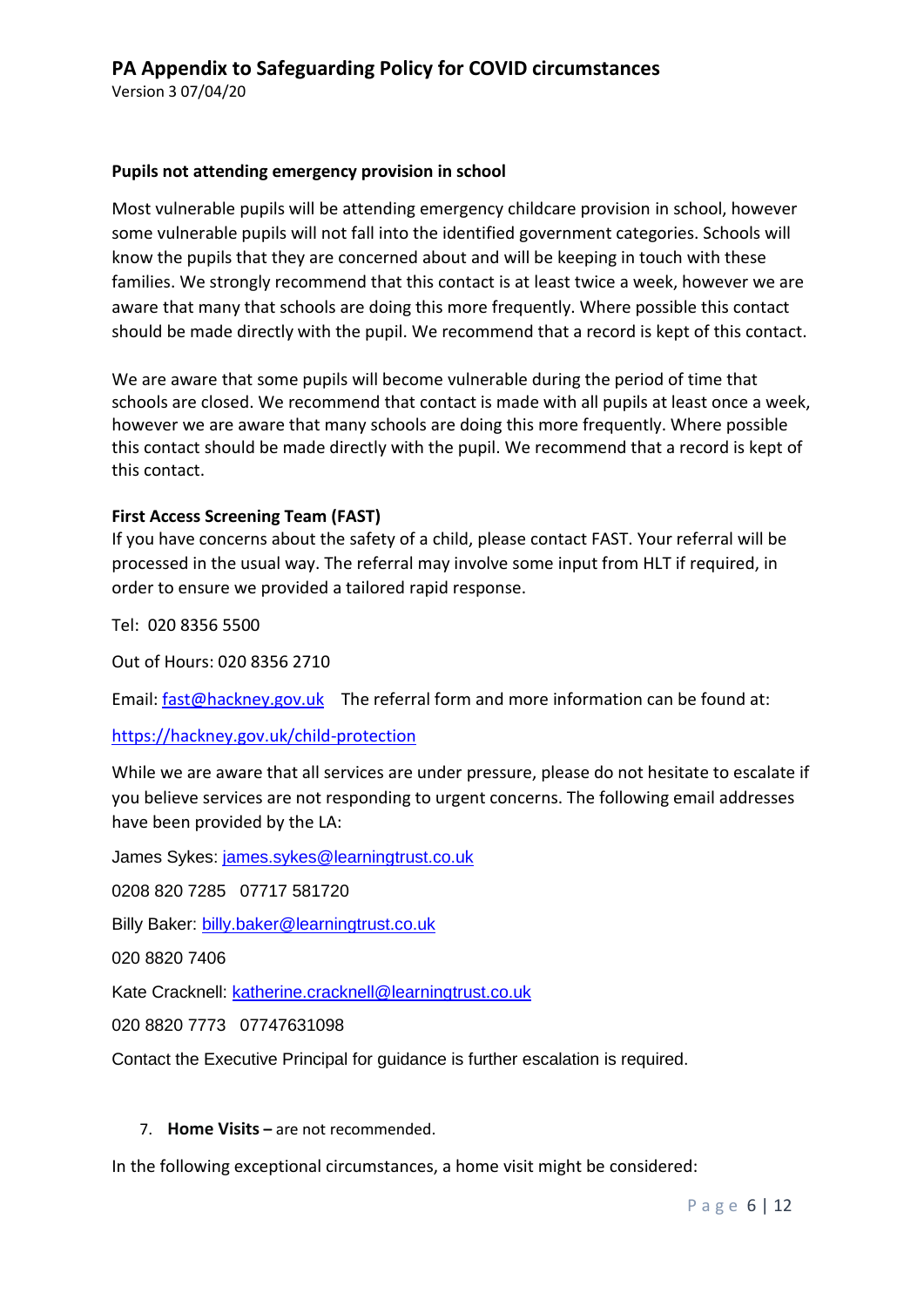**Pupils not attending emergency provision in school**

Most vulnerable pupils will be attending emergency childcare provision in school, however some vulnerable pupils will not fall into the identified government categories. Schools will know the pupils that they are concerned about and will be keeping in touch with these families. We strongly recommend that this contact is at least twice a week, however we are aware that many that schools are doing this more frequently. Where possible this contact should be made directly with the pupil. We recommend that a record is kept of this contact.

We are aware that some pupils will become vulnerable during the period of time that schools are closed. We recommend that contact is made with all pupils at least once a week, however we are aware that many schools are doing this more frequently. Where possible this contact should be made directly with the pupil. We recommend that a record is kept of this contact.

**First Access Screening Team (FAST)**

If you have concerns about the safety of a child, please contact FAST. Your referral will be processed in the usual way. The referral may involve some input from HLT if required, in order to ensure we provided a tailored rapid response.

Tel: 020 8356 5500

Out of Hours: 020 8356 2710

Email: fast@hackney.gov.uk The referral form and more information can be found at:

https://hackney.gov.uk/child-protection

While we are aware that all services are under pressure, please do not hesitate to escalate if you believe services are not responding to urgent concerns. The following email addresses have been provided by the LA:

James Sykes: james.sykes@learningtrust.co.uk

0208 820 7285 07717 581720

Billy Baker: billy.baker@learningtrust.co.uk

020 8820 7406

Kate Cracknell: katherine.cracknell@learningtrust.co.uk

020 8820 7773 07747631098

Contact the Executive Principal for guidance is further escalation is required.

7. **Home Visits –** are not recommended.

In the following exceptional circumstances, a home visit might be considered: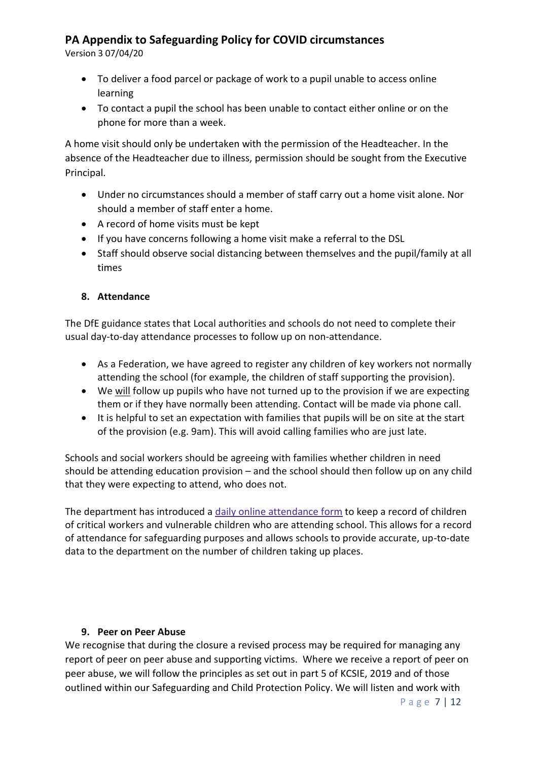- To deliver a food parcel or package of work to a pupil unable to access online learning
- To contact a pupil the school has been unable to contact either online or on the phone for more than a week.

A home visit should only be undertaken with the permission of the Headteacher. In the absence of the Headteacher due to illness, permission should be sought from the Executive Principal.

- Under no circumstances should a member of staff carry out a home visit alone. Nor should a member of staff enter a home.
- A record of home visits must be kept
- If you have concerns following a home visit make a referral to the DSL
- Staff should observe social distancing between themselves and the pupil/family at all times

## 8. Attendance

The DfE guidance states that Local authorities and schools do not need to complete their usual day-to-day attendance processes to follow up on non-attendance.

- As a Federation, we have agreed to register any children of key workers not normally attending the school (for example, the children of staff supporting the provision).
- We will follow up pupils who have not turned up to the provision if we are expecting them or if they have normally been attending. Contact will be made via phone call.
- It is helpful to set an expectation with families that pupils will be on site at the start of the provision (e.g. 9am). This will avoid calling families who are just late.

Schools and social workers should be agreeing with families whether children in need should be attending education provision – and the school should then follow up on any child that they were expecting to attend, who does not.

The department has introduced a daily online attendance form to keep a record of children of critical workers and vulnerable children who are attending school. This allows for a record of attendance for safeguarding purposes and allows schools to provide accurate, up-to-date data to the department on the number of children taking up places.

## 9. Peer on Peer Abuse

We recognise that during the closure a revised process may be required for managing any report of peer on peer abuse and supporting victims. Where we receive a report of peer on peer abuse, we will follow the principles as set out in part 5 of KCSIE, 2019 and of those outlined within our Safeguarding and Child Protection Policy. We will listen and work with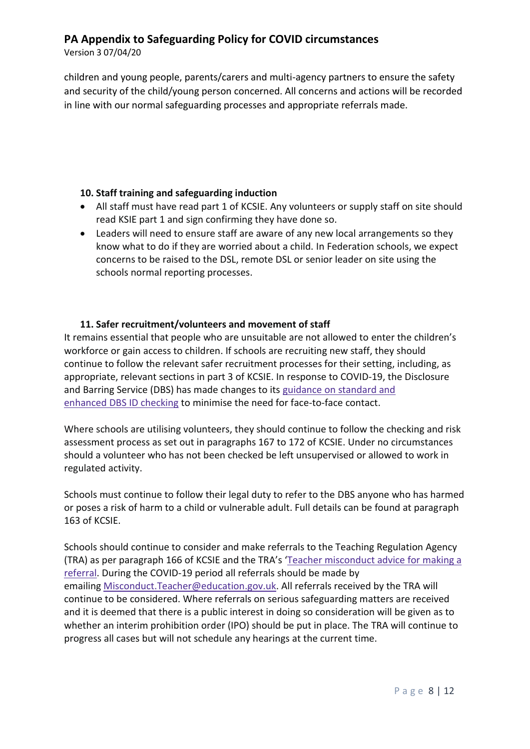children and young people, parents/carers and multi-agency partners to ensure the safety and security of the child/young person concerned. All concerns and actions will be recorded in line with our normal safeguarding processes and appropriate referrals made.

**10. Staff training and safeguarding induction**

- All staff must have read part 1 of KCSIE. Any volunteers or supply staff on site should read KSIE part 1 and sign confirming they have done so.
- Leaders will need to ensure staff are aware of any new local arrangements so they know what to do if they are worried about a child. In Federation schools, we expect concerns to be raised to the DSL, remote DSL or senior leader on site using the schools normal reporting processes.

**11. Safer recruitment/volunteers and movement of staff**

It remains essential that people who are unsuitable are not allowed to enter the children's workforce or gain access to children. If schools are recruiting new staff, they should continue to follow the relevant safer recruitment processes for their setting, including, as appropriate, relevant sections in part 3 of KCSIE. In response to COVID-19, the Disclosure and Barring Service (DBS) has made changes to its guidance on standard and enhanced DBS ID checking to minimise the need for face-to-face contact.

Where schools are utilising volunteers, they should continue to follow the checking and risk assessment process as set out in paragraphs 167 to 172 of KCSIE. Under no circumstances should a volunteer who has not been checked be left unsupervised or allowed to work in regulated activity.

Schools must continue to follow their legal duty to refer to the DBS anyone who has harmed or poses a risk of harm to a child or vulnerable adult. Full details can be found at paragraph 163 of KCSIE.

Schools should continue to consider and make referrals to the Teaching Regulation Agency (TRA) as per paragraph 166 of KCSIE and the TRA's 'Teacher misconduct advice for making a referral. During the COVID-19 period all referrals should be made by emailing Misconduct.Teacher@education.gov.uk. All referrals received by the TRA will continue to be considered. Where referrals on serious safeguarding matters are received and it is deemed that there is a public interest in doing so consideration will be given as to whether an interim prohibition order (IPO) should be put in place. The TRA will continue to progress all cases but will not schedule any hearings at the current time.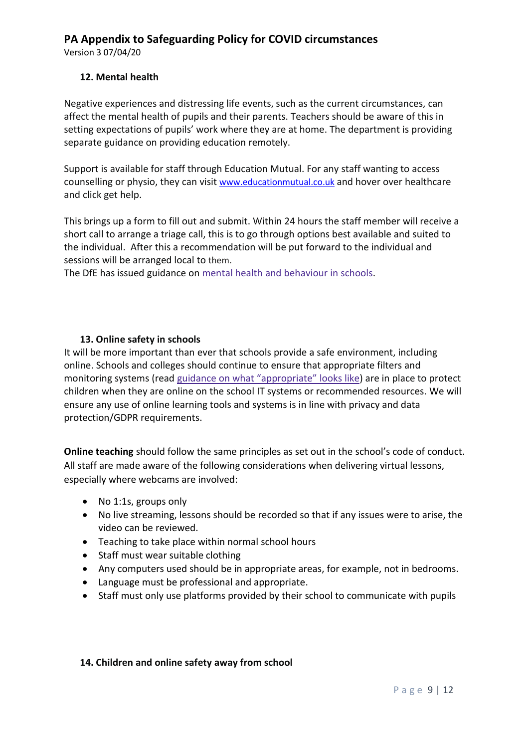### 12. Mental health

Negative experiences and distressing life events, such as the current circumstances, can affect the mental health of pupils and their parents. Teachers should be aware of this in setting expectations of pupils' work where they are at home. The department is providing separate guidance on providing education remotely.

Support is available for staff through Education Mutual. For any staff wanting to access counselling or physio, they can visit [www.educationmutual.co.uk](www.educationmutual.co.uk) and hover over healthcare and click get help.

This brings up a form to fill out and submit. Within 24 hours the staff member will receive a short call to arrange a triage call, this is to go through options best available and suited to the individual. After this a recommendation will be put forward to the individual and sessions will be arranged local to them.

The DfE has issued guidance on mental health and behaviour in schools.

### 13. Online safety in schools

It will be more important than ever that schools provide a safe environment, including online. Schools and colleges should continue to ensure that appropriate filters and monitoring systems (read guidance on what "appropriate" looks like) are in place to protect children when they are online on the school IT systems or recommended resources. We will ensure any use of online learning tools and systems is in line with privacy and data protection/GDPR requirements.

**Online teaching** should follow the same principles as set out in the school's code of conduct. All staff are made aware of the following considerations when delivering virtual lessons, especially where webcams are involved:

- No 1:1s, groups only
- No live streaming, lessons should be recorded so that if any issues were to arise, the video can be reviewed.
- Teaching to take place within normal school hours
- Staff must wear suitable clothing
- Any computers used should be in appropriate areas, for example, not in bedrooms.
- Language must be professional and appropriate.
- Staff must only use platforms provided by their school to communicate with pupils

### 14. Children and online safety away from school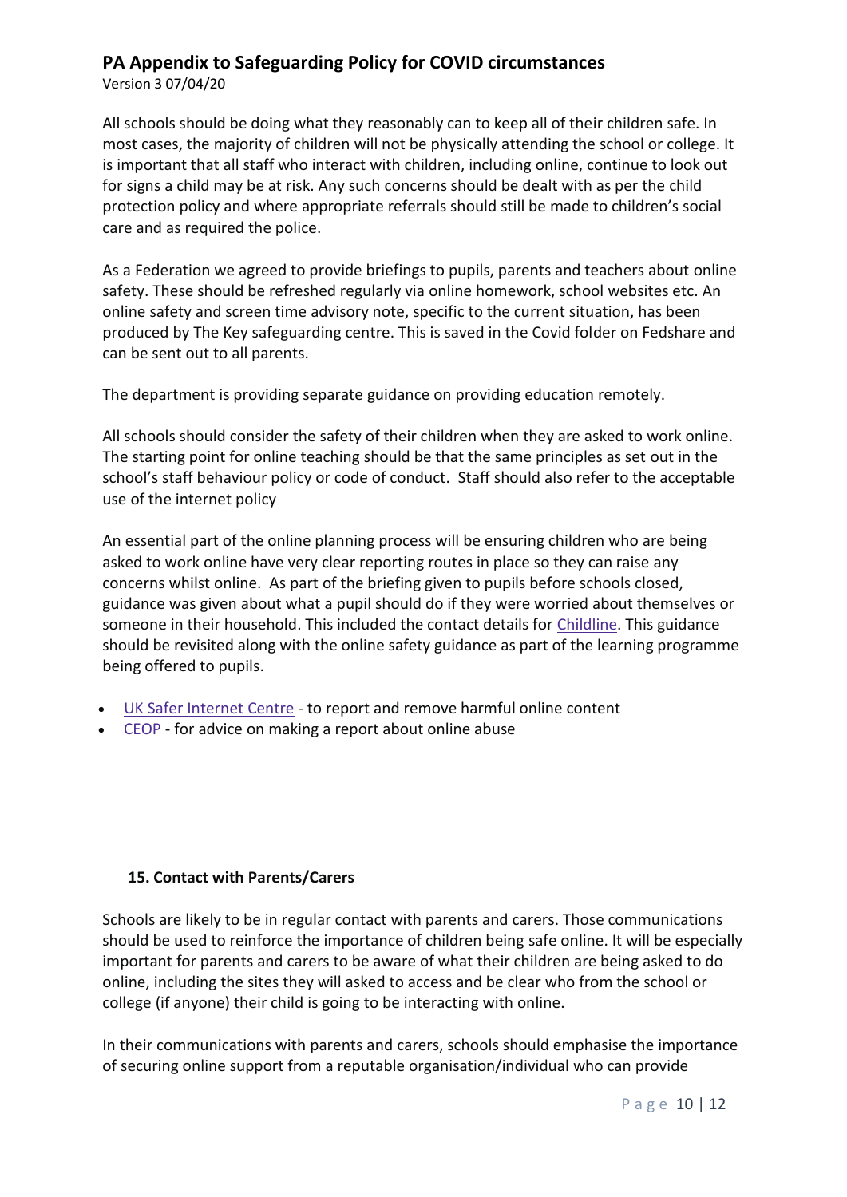All schools should be doing what they reasonably can to keep all of their children safe. In most cases, the majority of children will not be physically attending the school or college. It is important that all staff who interact with children, including online, continue to look out for signs a child may be at risk. Any such concerns should be dealt with as per the child protection policy and where appropriate referrals should still be made to children's social care and as required the police.

As a Federation we agreed to provide briefings to pupils, parents and teachers about online safety. These should be refreshed regularly via online homework, school websites etc. An online safety and screen time advisory note, specific to the current situation, has been produced by The Key safeguarding centre. This is saved in the Covid folder on Fedshare and can be sent out to all parents.

The department is providing separate guidance on providing education remotely.

All schools should consider the safety of their children when they are asked to work online. The starting point for online teaching should be that the same principles as set out in the school's staff behaviour policy or code of conduct. Staff should also refer to the acceptable use of the internet policy

An essential part of the online planning process will be ensuring children who are being asked to work online have very clear reporting routes in place so they can raise any concerns whilst online. As part of the briefing given to pupils before schools closed, guidance was given about what a pupil should do if they were worried about themselves or someone in their household. This included the contact details for Childline. This guidance should be revisited along with the online safety guidance as part of the learning programme being offered to pupils.

- UK Safer Internet Centre - to report and remove harmful online content
- CEOP - for advice on making a report about online abuse

**15. Contact with Parents/Carers**

Schools are likely to be in regular contact with parents and carers. Those communications should be used to reinforce the importance of children being safe online. It will be especially important for parents and carers to be aware of what their children are being asked to do online, including the sites they will asked to access and be clear who from the school or college (if anyone) their child is going to be interacting with online.

In their communications with parents and carers, schools should emphasise the importance of securing online support from a reputable organisation/individual who can provide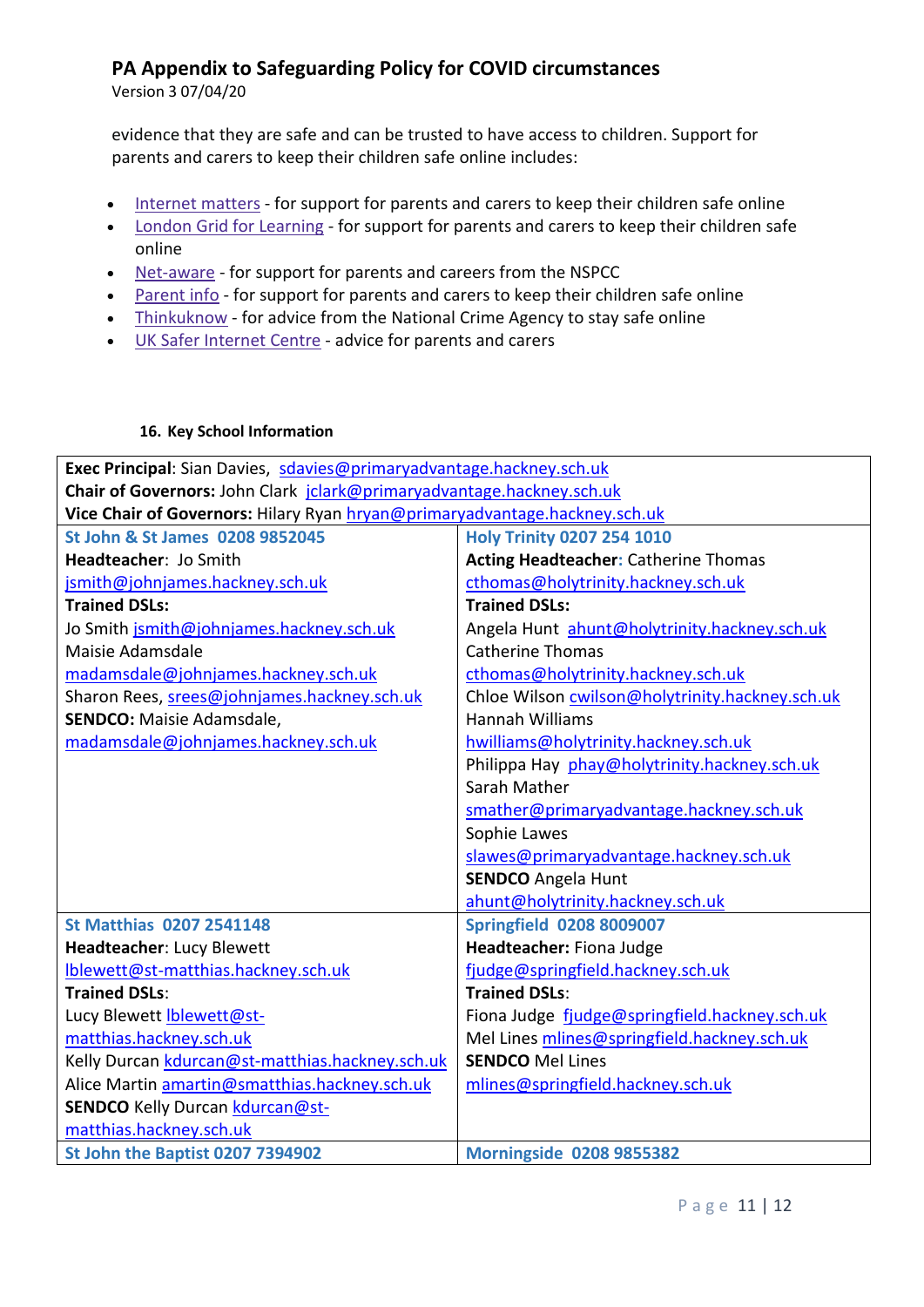evidence that they are safe and can be trusted to have access to children. Support for parents and carers to keep their children safe online includes:

- Internet matters - for support for parents and carers to keep their children safe online
- London Grid for Learning - for support for parents and carers to keep their children safe online
- Net-aware - for support for parents and careers from the NSPCC
- Parent info - for support for parents and carers to keep their children safe online
- Thinkuknow - for advice from the National Crime Agency to stay safe online
- UK Safer Internet Centre - advice for parents and carers

#### 16. Key School Information

| **Exec Principal**: Sian Davies, sdavies@primaryadvantage.hackney.sch.uk<br>**Chair of Governors:** John Clark jclark@primaryadvantage.hackney.sch.uk<br>**Vice Chair of Governors:** Hilary Ryan hryan@primaryadvantage.hackney.sch.uk | |
|---|---|
| **St John & St James 0208 9852045**<br>**Headteacher**: Jo Smith<br>jsmith@johnjames.hackney.sch.uk<br>**Trained DSLs:**<br>Jo Smith jsmith@johnjames.hackney.sch.uk<br>Maisie Adamsdale<br>madamsdale@johnjames.hackney.sch.uk<br>Sharon Rees, srees@johnjames.hackney.sch.uk<br>**SENDCO:** Maisie Adamsdale,<br>madamsdale@johnjames.hackney.sch.uk | **Holy Trinity 0207 254 1010**<br>**Acting Headteacher**: Catherine Thomas<br>cthomas@holytrinity.hackney.sch.uk<br>**Trained DSLs:**<br>Angela Hunt ahunt@holytrinity.hackney.sch.uk<br>Catherine Thomas<br>cthomas@holytrinity.hackney.sch.uk<br>Chloe Wilson cwilson@holytrinity.hackney.sch.uk<br>Hannah Williams<br>hwilliams@holytrinity.hackney.sch.uk<br>Philippa Hay phay@holytrinity.hackney.sch.uk<br>Sarah Mather<br>smather@primaryadvantage.hackney.sch.uk<br>Sophie Lawes<br>slawes@primaryadvantage.hackney.sch.uk<br>**SENDCO** Angela Hunt<br>ahunt@holytrinity.hackney.sch.uk |
| **St Matthias 0207 2541148**<br>**Headteacher**: Lucy Blewett<br>lblewett@st-matthias.hackney.sch.uk<br>**Trained DSLs**:<br>Lucy Blewett lblewett@st-matthias.hackney.sch.uk<br>Kelly Durcan kdurcan@st-matthias.hackney.sch.uk<br>Alice Martin amartin@smatthias.hackney.sch.uk<br>**SENDCO** Kelly Durcan kdurcan@st-matthias.hackney.sch.uk | **Springfield 0208 8009007**<br>**Headteacher:** Fiona Judge<br>fjudge@springfield.hackney.sch.uk<br>**Trained DSLs**:<br>Fiona Judge fjudge@springfield.hackney.sch.uk<br>Mel Lines mlines@springfield.hackney.sch.uk<br>**SENDCO** Mel Lines<br>mlines@springfield.hackney.sch.uk |
| **St John the Baptist 0207 7394902** | **Morningside 0208 9855382** |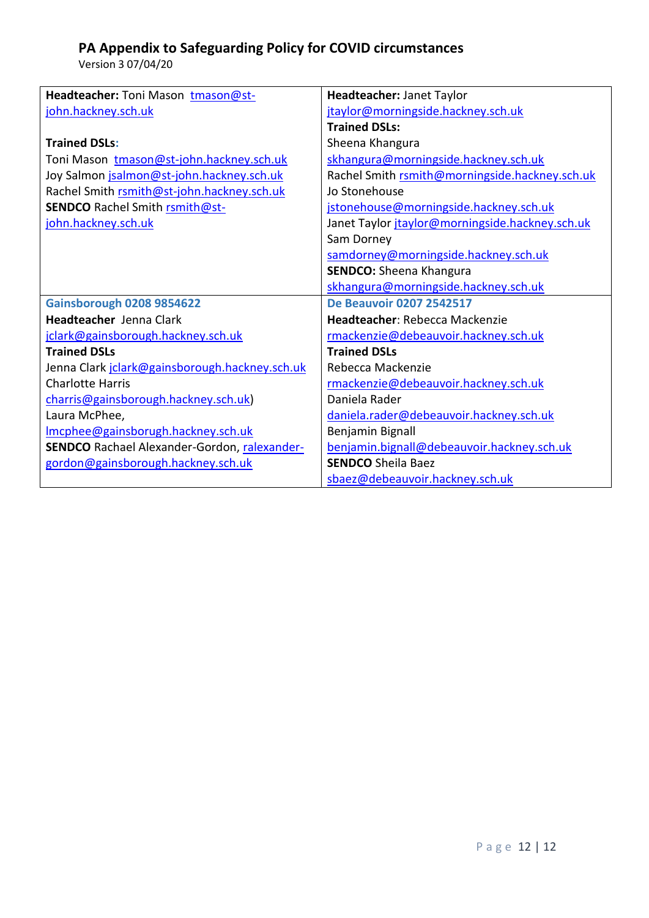**PA Appendix to Safeguarding Policy for COVID circumstances**

Version 3 07/04/20

| | |
|---|---|
| **Headteacher:** Toni Mason tmason@st-john.hackney.sch.uk<br><br>**Trained DSLs:**<br>Toni Mason tmason@st-john.hackney.sch.uk<br>Joy Salmon jsalmon@st-john.hackney.sch.uk<br>Rachel Smith rsmith@st-john.hackney.sch.uk<br>**SENDCO** Rachel Smith rsmith@st-john.hackney.sch.uk | **Headteacher:** Janet Taylor<br>jtaylor@morningside.hackney.sch.uk<br>**Trained DSLs:**<br>Sheena Khangura<br>skhangura@morningside.hackney.sch.uk<br>Rachel Smith rsmith@morningside.hackney.sch.uk<br>Jo Stonehouse<br>jstonehouse@morningside.hackney.sch.uk<br>Janet Taylor jtaylor@morningside.hackney.sch.uk<br>Sam Dorney<br>samdorney@morningside.hackney.sch.uk<br>**SENDCO:** Sheena Khangura<br>skhangura@morningside.hackney.sch.uk |
| **Gainsborough 0208 9854622**<br>**Headteacher** Jenna Clark<br>jclark@gainsborough.hackney.sch.uk<br>**Trained DSLs**<br>Jenna Clark jclark@gainsborough.hackney.sch.uk<br>Charlotte Harris<br>charris@gainsborough.hackney.sch.uk)<br>Laura McPhee,<br>lmcphee@gainsborugh.hackney.sch.uk<br>**SENDCO** Rachael Alexander-Gordon, ralexander-gordon@gainsborough.hackney.sch.uk | **De Beauvoir 0207 2542517**<br>**Headteacher**: Rebecca Mackenzie<br>rmackenzie@debeauvoir.hackney.sch.uk<br>**Trained DSLs**<br>Rebecca Mackenzie<br>rmackenzie@debeauvoir.hackney.sch.uk<br>Daniela Rader<br>daniela.rader@debeauvoir.hackney.sch.uk<br>Benjamin Bignall<br>benjamin.bignall@debeauvoir.hackney.sch.uk<br>**SENDCO** Sheila Baez<br>sbaez@debeauvoir.hackney.sch.uk |